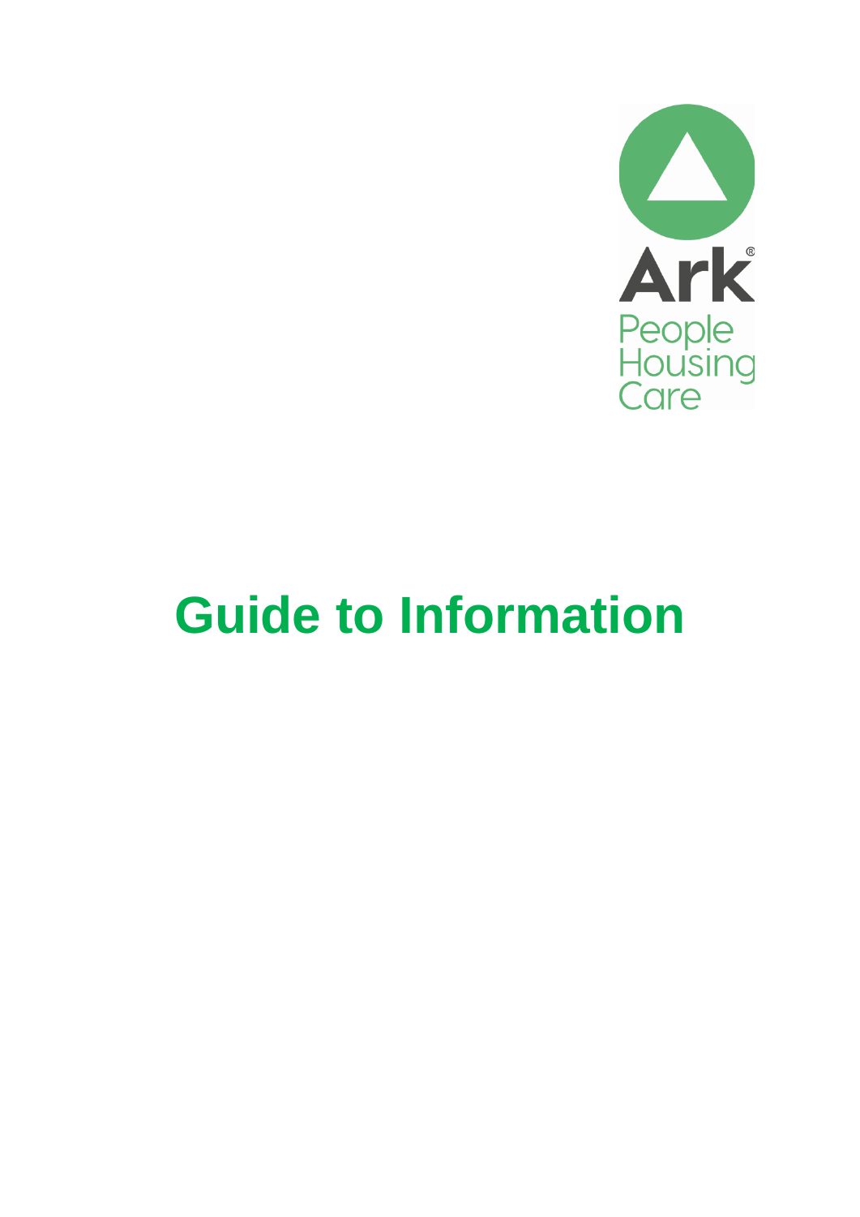Ark®

People
Housing
Care

# Guide to Information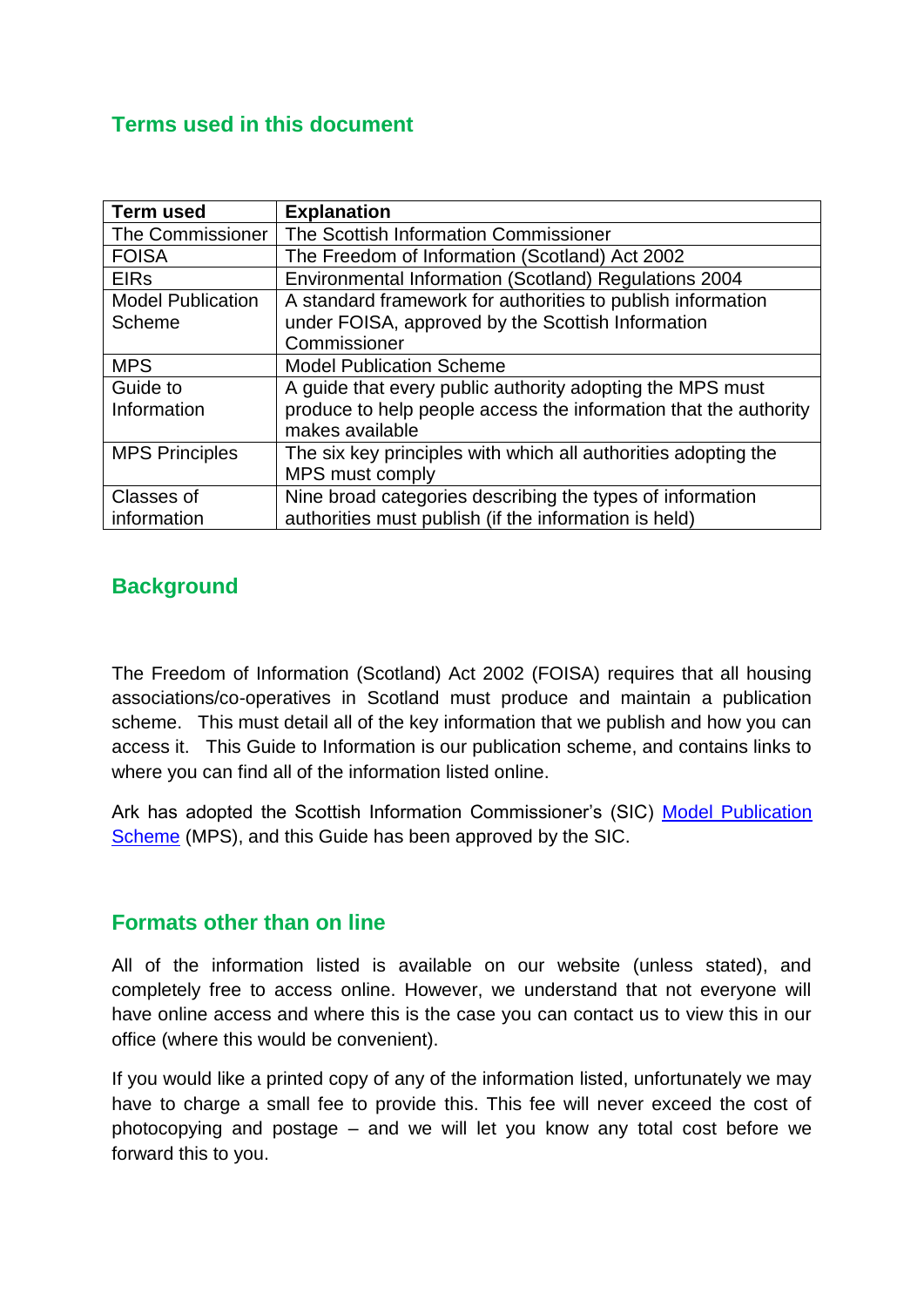## Terms used in this document

| Term used | Explanation |
|---|---|
| The Commissioner | The Scottish Information Commissioner |
| FOISA | The Freedom of Information (Scotland) Act 2002 |
| EIRs | Environmental Information (Scotland) Regulations 2004 |
| Model Publication Scheme | A standard framework for authorities to publish information under FOISA, approved by the Scottish Information Commissioner |
| MPS | Model Publication Scheme |
| Guide to Information | A guide that every public authority adopting the MPS must produce to help people access the information that the authority makes available |
| MPS Principles | The six key principles with which all authorities adopting the MPS must comply |
| Classes of information | Nine broad categories describing the types of information authorities must publish (if the information is held) |

## Background

The Freedom of Information (Scotland) Act 2002 (FOISA) requires that all housing associations/co-operatives in Scotland must produce and maintain a publication scheme. This must detail all of the key information that we publish and how you can access it. This Guide to Information is our publication scheme, and contains links to where you can find all of the information listed online.

Ark has adopted the Scottish Information Commissioner's (SIC) Model Publication Scheme (MPS), and this Guide has been approved by the SIC.

## Formats other than on line

All of the information listed is available on our website (unless stated), and completely free to access online. However, we understand that not everyone will have online access and where this is the case you can contact us to view this in our office (where this would be convenient).

If you would like a printed copy of any of the information listed, unfortunately we may have to charge a small fee to provide this. This fee will never exceed the cost of photocopying and postage – and we will let you know any total cost before we forward this to you.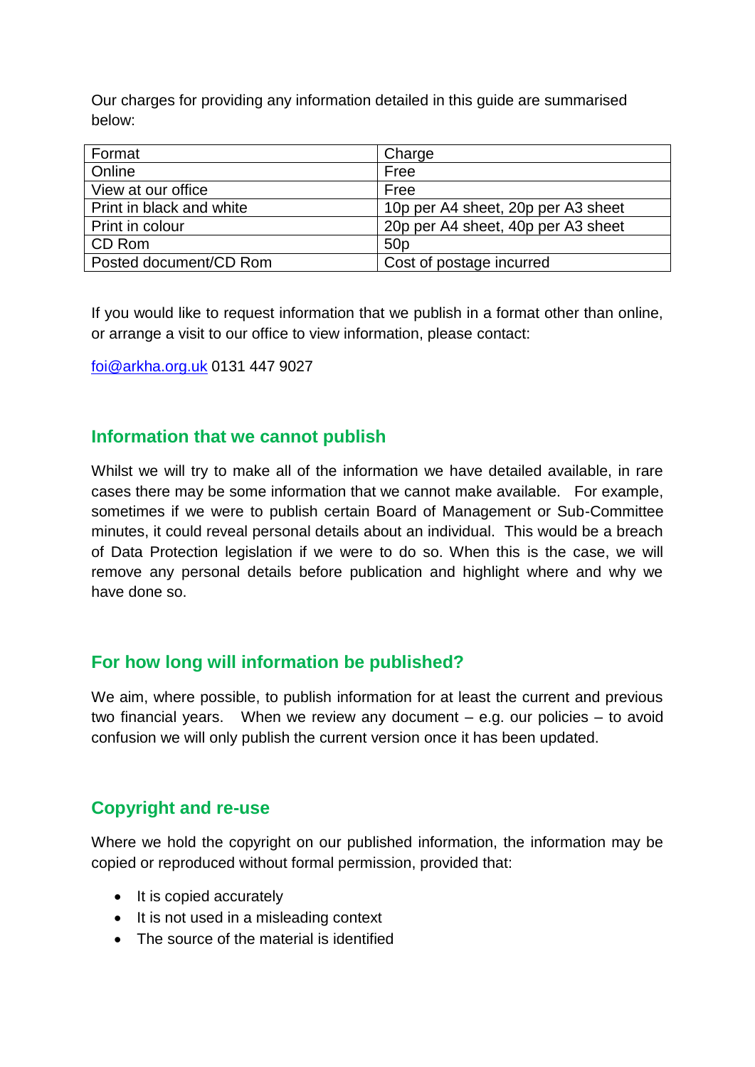Our charges for providing any information detailed in this guide are summarised below:

| Format | Charge |
|---|---|
| Online | Free |
| View at our office | Free |
| Print in black and white | 10p per A4 sheet, 20p per A3 sheet |
| Print in colour | 20p per A4 sheet, 40p per A3 sheet |
| CD Rom | 50p |
| Posted document/CD Rom | Cost of postage incurred |

If you would like to request information that we publish in a format other than online, or arrange a visit to our office to view information, please contact:

foi@arkha.org.uk 0131 447 9027

## Information that we cannot publish

Whilst we will try to make all of the information we have detailed available, in rare cases there may be some information that we cannot make available. For example, sometimes if we were to publish certain Board of Management or Sub-Committee minutes, it could reveal personal details about an individual. This would be a breach of Data Protection legislation if we were to do so. When this is the case, we will remove any personal details before publication and highlight where and why we have done so.

## For how long will information be published?

We aim, where possible, to publish information for at least the current and previous two financial years. When we review any document – e.g. our policies – to avoid confusion we will only publish the current version once it has been updated.

## Copyright and re-use

Where we hold the copyright on our published information, the information may be copied or reproduced without formal permission, provided that:

- It is copied accurately
- It is not used in a misleading context
- The source of the material is identified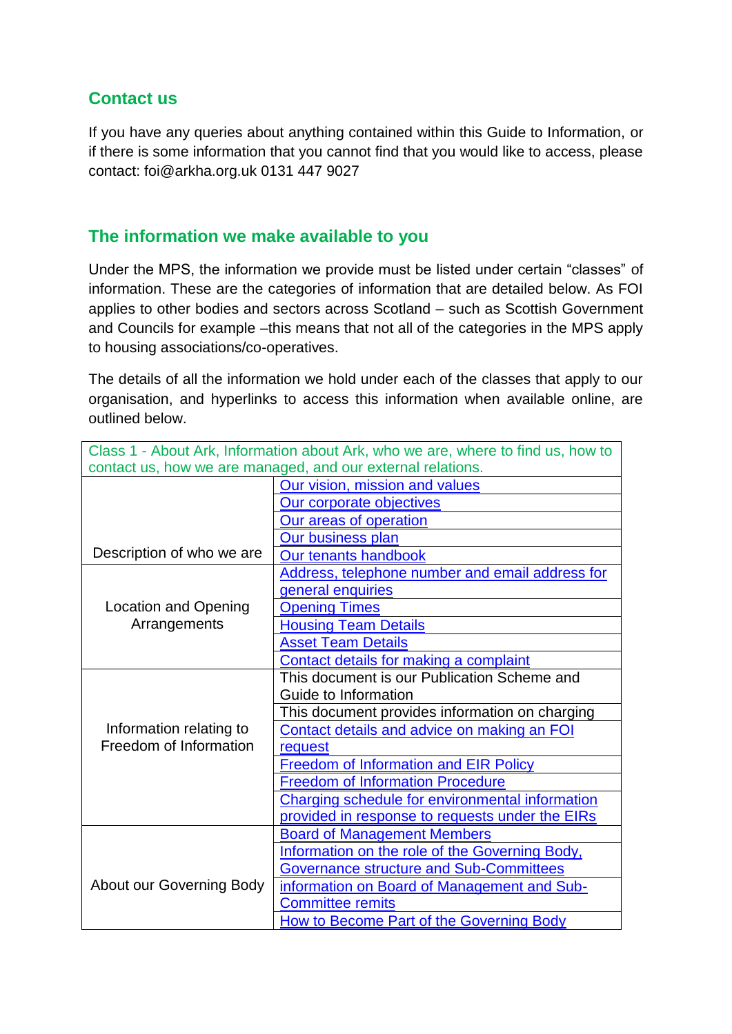## Contact us

If you have any queries about anything contained within this Guide to Information, or if there is some information that you cannot find that you would like to access, please contact: foi@arkha.org.uk 0131 447 9027

## The information we make available to you

Under the MPS, the information we provide must be listed under certain "classes" of information. These are the categories of information that are detailed below. As FOI applies to other bodies and sectors across Scotland – such as Scottish Government and Councils for example –this means that not all of the categories in the MPS apply to housing associations/co-operatives.

The details of all the information we hold under each of the classes that apply to our organisation, and hyperlinks to access this information when available online, are outlined below.

| Class 1 - About Ark, Information about Ark, who we are, where to find us, how to contact us, how we are managed, and our external relations. | |
|---|---|
| Description of who we are | Our vision, mission and values |
| | Our corporate objectives |
| | Our areas of operation |
| | Our business plan |
| | Our tenants handbook |
| Location and Opening Arrangements | Address, telephone number and email address for general enquiries |
| | Opening Times |
| | Housing Team Details |
| | Asset Team Details |
| | Contact details for making a complaint |
| Information relating to Freedom of Information | This document is our Publication Scheme and Guide to Information |
| | This document provides information on charging |
| | Contact details and advice on making an FOI request |
| | Freedom of Information and EIR Policy |
| | Freedom of Information Procedure |
| | Charging schedule for environmental information provided in response to requests under the EIRs |
| About our Governing Body | Board of Management Members |
| | Information on the role of the Governing Body, Governance structure and Sub-Committees |
| | information on Board of Management and Sub-Committee remits |
| | How to Become Part of the Governing Body |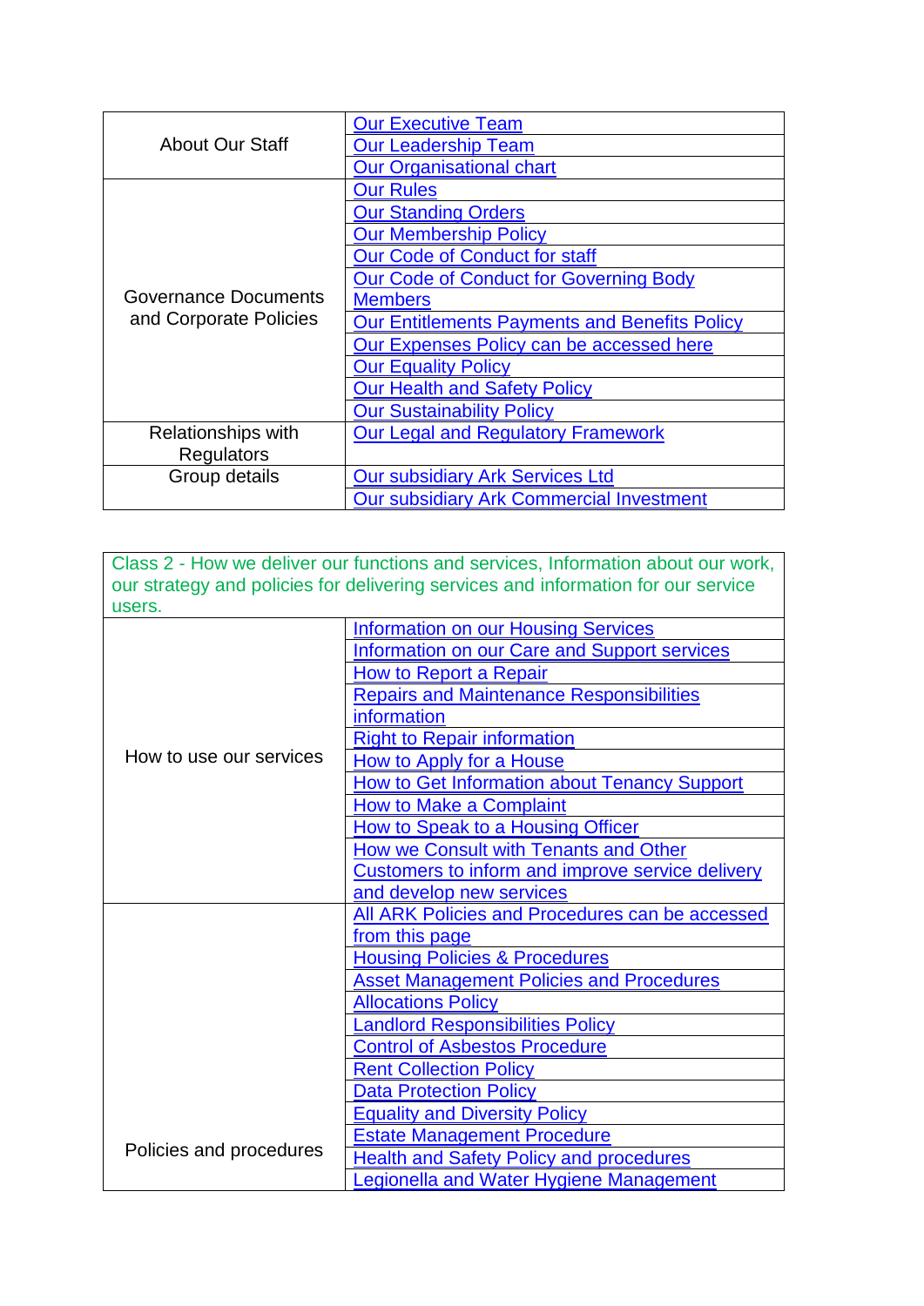| | |
|---|---|
| About Our Staff | Our Executive Team |
| | Our Leadership Team |
| | Our Organisational chart |
| Governance Documents and Corporate Policies | Our Rules |
| | Our Standing Orders |
| | Our Membership Policy |
| | Our Code of Conduct for staff |
| | Our Code of Conduct for Governing Body Members |
| | Our Entitlements Payments and Benefits Policy |
| | Our Expenses Policy can be accessed here |
| | Our Equality Policy |
| | Our Health and Safety Policy |
| | Our Sustainability Policy |
| Relationships with Regulators | Our Legal and Regulatory Framework |
| Group details | Our subsidiary Ark Services Ltd |
| | Our subsidiary Ark Commercial Investment |

| Class 2 - How we deliver our functions and services, Information about our work, our strategy and policies for delivering services and information for our service users. | |
|---|---|
| How to use our services | Information on our Housing Services |
| | Information on our Care and Support services |
| | How to Report a Repair |
| | Repairs and Maintenance Responsibilities information |
| | Right to Repair information |
| | How to Apply for a House |
| | How to Get Information about Tenancy Support |
| | How to Make a Complaint |
| | How to Speak to a Housing Officer |
| | How we Consult with Tenants and Other Customers to inform and improve service delivery and develop new services |
| Policies and procedures | All ARK Policies and Procedures can be accessed from this page |
| | Housing Policies & Procedures |
| | Asset Management Policies and Procedures |
| | Allocations Policy |
| | Landlord Responsibilities Policy |
| | Control of Asbestos Procedure |
| | Rent Collection Policy |
| | Data Protection Policy |
| | Equality and Diversity Policy |
| | Estate Management Procedure |
| | Health and Safety Policy and procedures |
| | Legionella and Water Hygiene Management |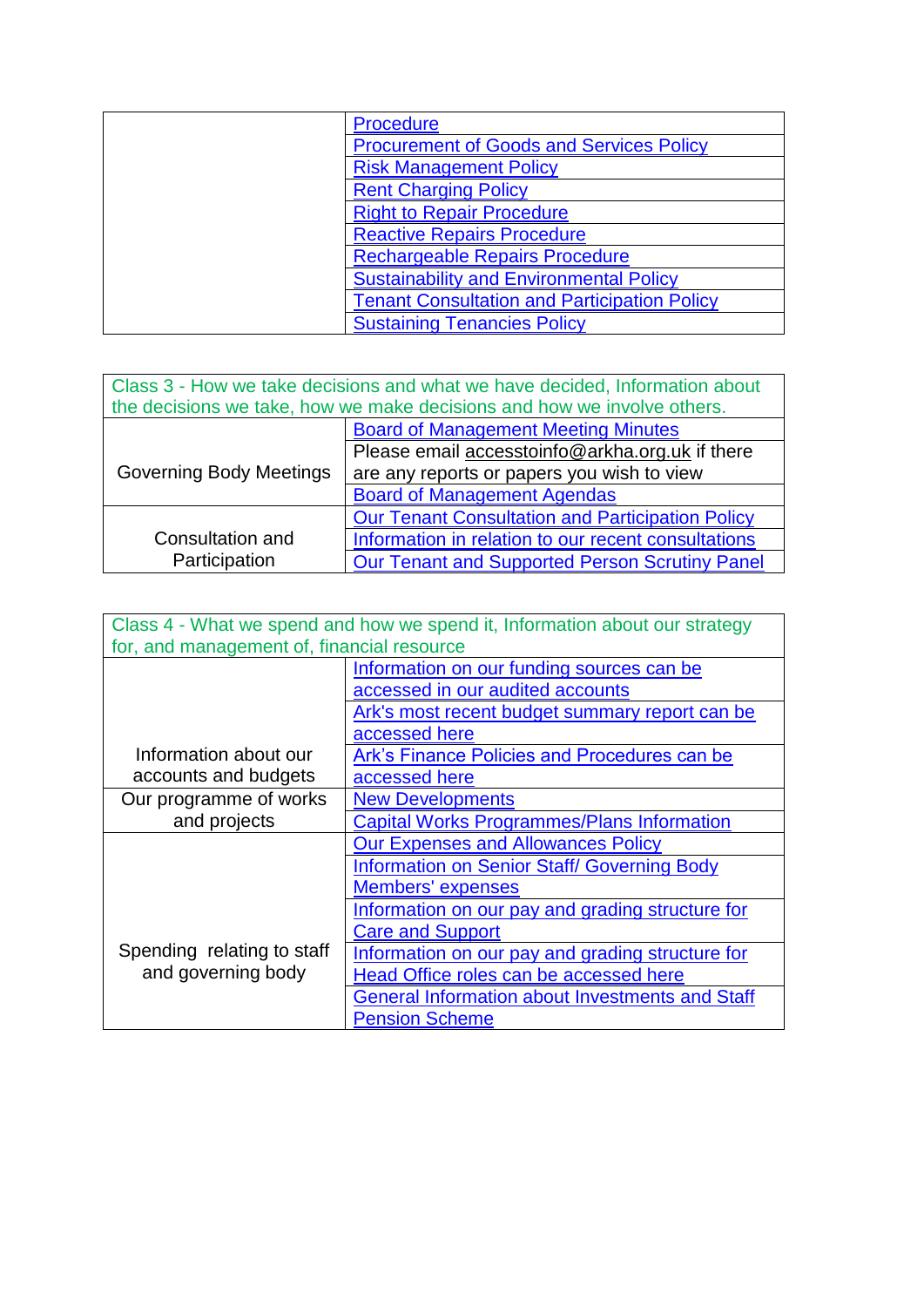| | |
|---|---|
| | Procedure |
| | Procurement of Goods and Services Policy |
| | Risk Management Policy |
| | Rent Charging Policy |
| | Right to Repair Procedure |
| | Reactive Repairs Procedure |
| | Rechargeable Repairs Procedure |
| | Sustainability and Environmental Policy |
| | Tenant Consultation and Participation Policy |
| | Sustaining Tenancies Policy |

| Class 3 - How we take decisions and what we have decided, Information about the decisions we take, how we make decisions and how we involve others. | |
|---|---|
| Governing Body Meetings | Board of Management Meeting Minutes |
| | Please email accesstoinfo@arkha.org.uk if there are any reports or papers you wish to view |
| | Board of Management Agendas |
| Consultation and Participation | Our Tenant Consultation and Participation Policy |
| | Information in relation to our recent consultations |
| | Our Tenant and Supported Person Scrutiny Panel |

| Class 4 - What we spend and how we spend it, Information about our strategy for, and management of, financial resource | |
|---|---|
| Information about our accounts and budgets | Information on our funding sources can be accessed in our audited accounts |
| | Ark's most recent budget summary report can be accessed here |
| | Ark's Finance Policies and Procedures can be accessed here |
| Our programme of works and projects | New Developments |
| | Capital Works Programmes/Plans Information |
| Spending relating to staff and governing body | Our Expenses and Allowances Policy |
| | Information on Senior Staff/ Governing Body Members' expenses |
| | Information on our pay and grading structure for Care and Support |
| | Information on our pay and grading structure for Head Office roles can be accessed here |
| | General Information about Investments and Staff Pension Scheme |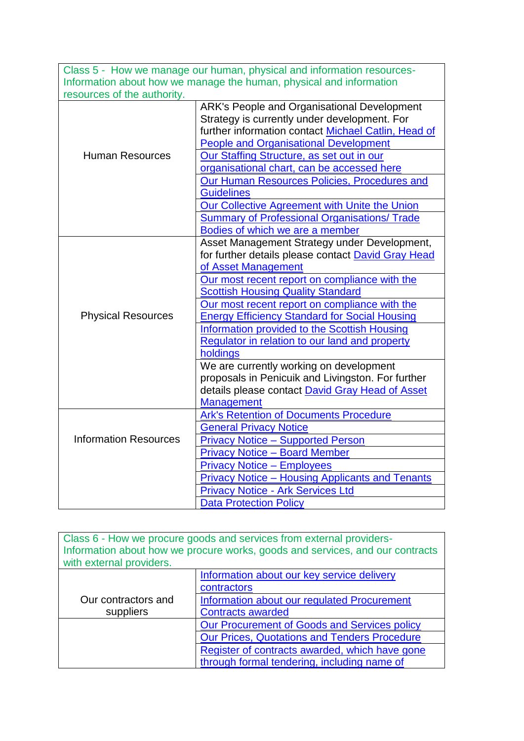| Class 5 - How we manage our human, physical and information resources- Information about how we manage the human, physical and information resources of the authority. | |
|---|---|
| Human Resources | ARK's People and Organisational Development Strategy is currently under development. For further information contact Michael Catlin, Head of People and Organisational Development |
| | Our Staffing Structure, as set out in our organisational chart, can be accessed here |
| | Our Human Resources Policies, Procedures and Guidelines |
| | Our Collective Agreement with Unite the Union |
| | Summary of Professional Organisations/ Trade Bodies of which we are a member |
| Physical Resources | Asset Management Strategy under Development, for further details please contact David Gray Head of Asset Management |
| | Our most recent report on compliance with the Scottish Housing Quality Standard |
| | Our most recent report on compliance with the Energy Efficiency Standard for Social Housing |
| | Information provided to the Scottish Housing Regulator in relation to our land and property holdings |
| | We are currently working on development proposals in Penicuik and Livingston. For further details please contact David Gray Head of Asset Management |
| Information Resources | Ark's Retention of Documents Procedure |
| | General Privacy Notice |
| | Privacy Notice – Supported Person |
| | Privacy Notice – Board Member |
| | Privacy Notice – Employees |
| | Privacy Notice – Housing Applicants and Tenants |
| | Privacy Notice - Ark Services Ltd |
| | Data Protection Policy |

| Class 6 - How we procure goods and services from external providers- Information about how we procure works, goods and services, and our contracts with external providers. | |
|---|---|
| Our contractors and suppliers | Information about our key service delivery contractors |
| | Information about our regulated Procurement Contracts awarded |
| | Our Procurement of Goods and Services policy |
| | Our Prices, Quotations and Tenders Procedure |
| | Register of contracts awarded, which have gone through formal tendering, including name of |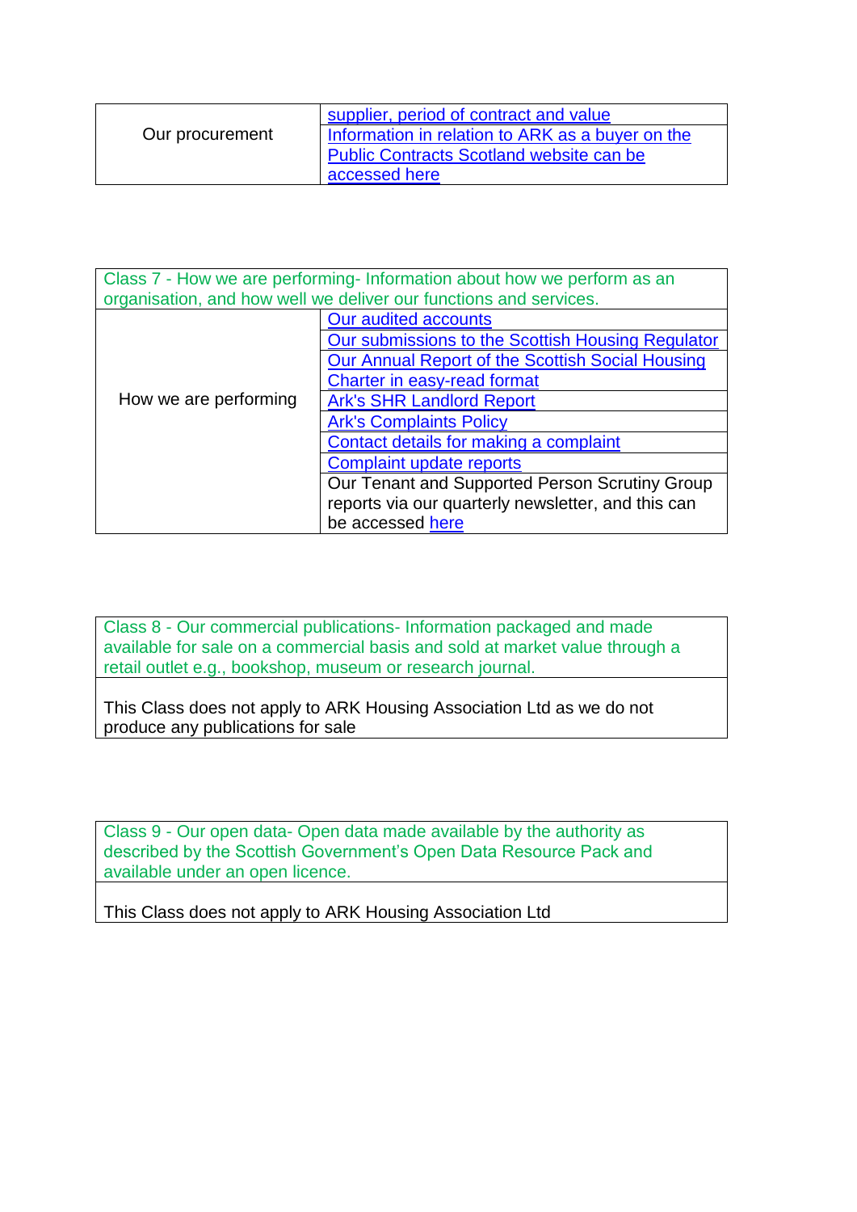| | |
|---|---|
| Our procurement | supplier, period of contract and value |
| | Information in relation to ARK as a buyer on the Public Contracts Scotland website can be accessed here |

| Class 7 - How we are performing- Information about how we perform as an organisation, and how well we deliver our functions and services. | |
|---|---|
| How we are performing | Our audited accounts |
| | Our submissions to the Scottish Housing Regulator |
| | Our Annual Report of the Scottish Social Housing Charter in easy-read format |
| | Ark's SHR Landlord Report |
| | Ark's Complaints Policy |
| | Contact details for making a complaint |
| | Complaint update reports |
| | Our Tenant and Supported Person Scrutiny Group reports via our quarterly newsletter, and this can be accessed here |

| Class 8 - Our commercial publications- Information packaged and made available for sale on a commercial basis and sold at market value through a retail outlet e.g., bookshop, museum or research journal. |
|---|
| This Class does not apply to ARK Housing Association Ltd as we do not produce any publications for sale |

| Class 9 - Our open data- Open data made available by the authority as described by the Scottish Government's Open Data Resource Pack and available under an open licence. |
|---|
| This Class does not apply to ARK Housing Association Ltd |